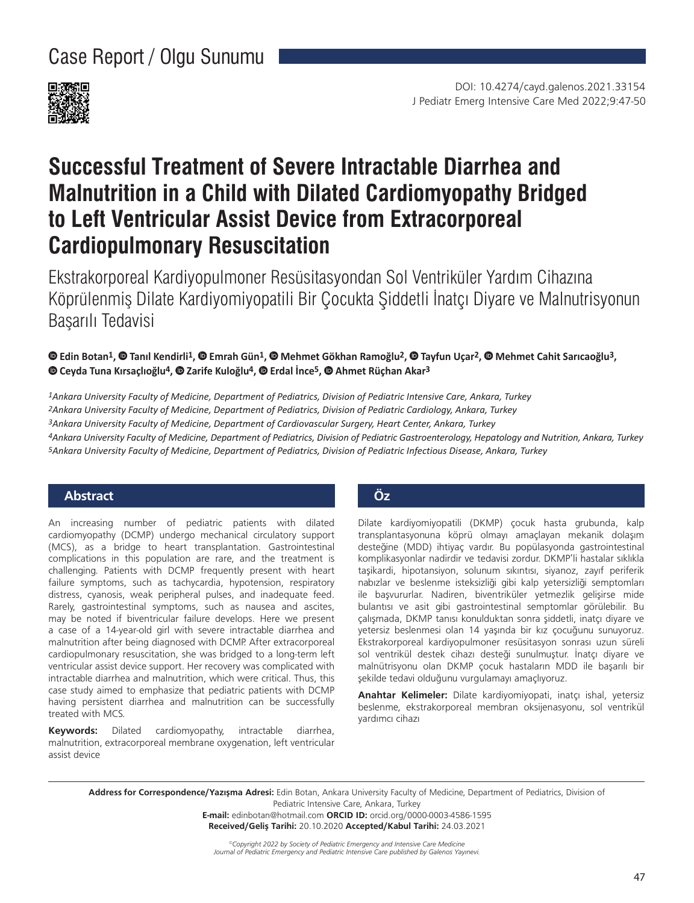Case Report / Olgu Sunumu

DOI: 10.4274/cayd.galenos.2021.33154

# Successful Treatment of Severe Intractable Diarrhea and Malnutrition in a Child with Dilated Cardiomyopathy Bridged to Left Ventricular Assist Device from Extracorporeal Cardiopulmonary Resuscitation

Ekstrakorporeal Kardiyopulmoner Resüsitasyondan Sol Ventriküler Yardım Cihazına Köprülenmiş Dilate Kardiyomiyopatili Bir Çocukta Şiddetli İnatçı Diyare ve Malnutrisyonun Başarılı Tedavisi

**Edin Botan[1], Tanıl Kendirli[1], Emrah Gün[1], Mehmet Gökhan Ramoğlu[2], Tayfun Uçar[2], Mehmet Cahit Sarıcaoğlu[3], Ceyda Tuna Kırsaçlıoğlu[4], Zarife Kuloğlu[4], Erdal İnce[5], Ahmet Rüçhan Akar[3]**

*[1]Ankara University Faculty of Medicine, Department of Pediatrics, Division of Pediatric Intensive Care, Ankara, Turkey*
*[2]Ankara University Faculty of Medicine, Department of Pediatrics, Division of Pediatric Cardiology, Ankara, Turkey*
*[3]Ankara University Faculty of Medicine, Department of Cardiovascular Surgery, Heart Center, Ankara, Turkey*
*[4]Ankara University Faculty of Medicine, Department of Pediatrics, Division of Pediatric Gastroenterology, Hepatology and Nutrition, Ankara, Turkey*
*[5]Ankara University Faculty of Medicine, Department of Pediatrics, Division of Pediatric Infectious Disease, Ankara, Turkey*

## Abstract

An increasing number of pediatric patients with dilated cardiomyopathy (DCMP) undergo mechanical circulatory support (MCS), as a bridge to heart transplantation. Gastrointestinal complications in this population are rare, and the treatment is challenging. Patients with DCMP frequently present with heart failure symptoms, such as tachycardia, hypotension, respiratory distress, cyanosis, weak peripheral pulses, and inadequate feed. Rarely, gastrointestinal symptoms, such as nausea and ascites, may be noted if biventricular failure develops. Here we present a case of a 14-year-old girl with severe intractable diarrhea and malnutrition after being diagnosed with DCMP. After extracorporeal cardiopulmonary resuscitation, she was bridged to a long-term left ventricular assist device support. Her recovery was complicated with intractable diarrhea and malnutrition, which were critical. Thus, this case study aimed to emphasize that pediatric patients with DCMP having persistent diarrhea and malnutrition can be successfully treated with MCS.

**Keywords:** Dilated cardiomyopathy, intractable diarrhea, malnutrition, extracorporeal membrane oxygenation, left ventricular assist device

## Öz

Dilate kardiyomiyopatili (DKMP) çocuk hasta grubunda, kalp transplantasyonuna köprü olmayı amaçlayan mekanik dolaşım desteğine (MDD) ihtiyaç vardır. Bu popülasyonda gastrointestinal komplikasyonlar nadirdir ve tedavisi zordur. DKMP'li hastalar sıklıkla taşikardi, hipotansiyon, solunum sıkıntısı, siyanoz, zayıf periferik nabızlar ve beslenme isteksizliği gibi kalp yetersizliği semptomları ile başvururlar. Nadiren, biventriküler yetmezlik gelişirse mide bulantısı ve asit gibi gastrointestinal semptomlar görülebilir. Bu çalışmada, DKMP tanısı konulduktan sonra şiddetli, inatçı diyare ve yetersiz beslenmesi olan 14 yaşında bir kız çocuğunu sunuyoruz. Ekstrakorporeal kardiyopulmoner resüsitasyon sonrası uzun süreli sol ventrikül destek cihazı desteği sunulmuştur. İnatçı diyare ve malnütrisyonu olan DKMP çocuk hastaların MDD ile başarılı bir şekilde tedavi olduğunu vurgulamayı amaçlıyoruz.

**Anahtar Kelimeler:** Dilate kardiyomiyopati, inatçı ishal, yetersiz beslenme, ekstrakorporeal membran oksijenasyonu, sol ventrikül yardımcı cihazı

**Address for Correspondence/Yazışma Adresi:** Edin Botan, Ankara University Faculty of Medicine, Department of Pediatrics, Division of Pediatric Intensive Care, Ankara, Turkey
**E-mail:** edinbotan@hotmail.com **ORCID ID:** orcid.org/0000-0003-4586-1595
**Received/Geliş Tarihi:** 20.10.2020 **Accepted/Kabul Tarihi:** 24.03.2021

*©Copyright 2022 by Society of Pediatric Emergency and Intensive Care Medicine*
*Journal of Pediatric Emergency and Pediatric Intensive Care published by Galenos Yayınevi.*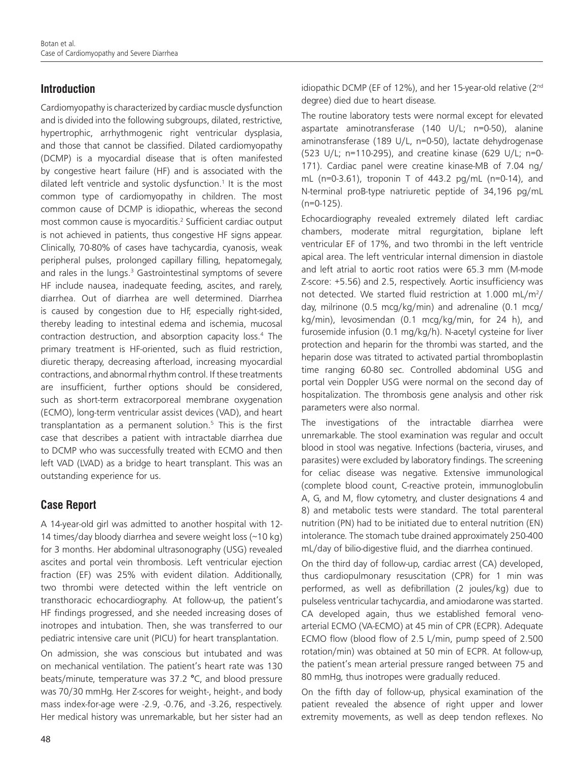## Introduction

Cardiomyopathy is characterized by cardiac muscle dysfunction and is divided into the following subgroups, dilated, restrictive, hypertrophic, arrhythmogenic right ventricular dysplasia, and those that cannot be classified. Dilated cardiomyopathy (DCMP) is a myocardial disease that is often manifested by congestive heart failure (HF) and is associated with the dilated left ventricle and systolic dysfunction.[1] It is the most common type of cardiomyopathy in children. The most common cause of DCMP is idiopathic, whereas the second most common cause is myocarditis.[2] Sufficient cardiac output is not achieved in patients, thus congestive HF signs appear. Clinically, 70-80% of cases have tachycardia, cyanosis, weak peripheral pulses, prolonged capillary filling, hepatomegaly, and rales in the lungs.[3] Gastrointestinal symptoms of severe HF include nausea, inadequate feeding, ascites, and rarely, diarrhea. Out of diarrhea are well determined. Diarrhea is caused by congestion due to HF, especially right-sided, thereby leading to intestinal edema and ischemia, mucosal contraction destruction, and absorption capacity loss.[4] The primary treatment is HF-oriented, such as fluid restriction, diuretic therapy, decreasing afterload, increasing myocardial contractions, and abnormal rhythm control. If these treatments are insufficient, further options should be considered, such as short-term extracorporeal membrane oxygenation (ECMO), long-term ventricular assist devices (VAD), and heart transplantation as a permanent solution.[5] This is the first case that describes a patient with intractable diarrhea due to DCMP who was successfully treated with ECMO and then left VAD (LVAD) as a bridge to heart transplant. This was an outstanding experience for us.

## Case Report

A 14-year-old girl was admitted to another hospital with 12-14 times/day bloody diarrhea and severe weight loss (~10 kg) for 3 months. Her abdominal ultrasonography (USG) revealed ascites and portal vein thrombosis. Left ventricular ejection fraction (EF) was 25% with evident dilation. Additionally, two thrombi were detected within the left ventricle on transthoracic echocardiography. At follow-up, the patient's HF findings progressed, and she needed increasing doses of inotropes and intubation. Then, she was transferred to our pediatric intensive care unit (PICU) for heart transplantation.

On admission, she was conscious but intubated and was on mechanical ventilation. The patient's heart rate was 130 beats/minute, temperature was 37.2 °C, and blood pressure was 70/30 mmHg. Her Z-scores for weight-, height-, and body mass index-for-age were -2.9, -0.76, and -3.26, respectively. Her medical history was unremarkable, but her sister had an idiopathic DCMP (EF of 12%), and her 15-year-old relative (2nd degree) died due to heart disease.

The routine laboratory tests were normal except for elevated aspartate aminotransferase (140 U/L; n=0-50), alanine aminotransferase (189 U/L, n=0-50), lactate dehydrogenase (523 U/L; n=110-295), and creatine kinase (629 U/L; n=0-171). Cardiac panel were creatine kinase-MB of 7.04 ng/mL (n=0-3.61), troponin T of 443.2 pg/mL (n=0-14), and N-terminal proB-type natriuretic peptide of 34,196 pg/mL (n=0-125).

Echocardiography revealed extremely dilated left cardiac chambers, moderate mitral regurgitation, biplane left ventricular EF of 17%, and two thrombi in the left ventricle apical area. The left ventricular internal dimension in diastole and left atrial to aortic root ratios were 65.3 mm (M-mode Z-score: +5.56) and 2.5, respectively. Aortic insufficiency was not detected. We started fluid restriction at 1.000 mL/m$^2$/day, milrinone (0.5 mcg/kg/min) and adrenaline (0.1 mcg/kg/min), levosimendan (0.1 mcg/kg/min, for 24 h), and furosemide infusion (0.1 mg/kg/h). N-acetyl cysteine for liver protection and heparin for the thrombi was started, and the heparin dose was titrated to activated partial thromboplastin time ranging 60-80 sec. Controlled abdominal USG and portal vein Doppler USG were normal on the second day of hospitalization. The thrombosis gene analysis and other risk parameters were also normal.

The investigations of the intractable diarrhea were unremarkable. The stool examination was regular and occult blood in stool was negative. Infections (bacteria, viruses, and parasites) were excluded by laboratory findings. The screening for celiac disease was negative. Extensive immunological (complete blood count, C-reactive protein, immunoglobulin A, G, and M, flow cytometry, and cluster designations 4 and 8) and metabolic tests were standard. The total parenteral nutrition (PN) had to be initiated due to enteral nutrition (EN) intolerance. The stomach tube drained approximately 250-400 mL/day of bilio-digestive fluid, and the diarrhea continued.

On the third day of follow-up, cardiac arrest (CA) developed, thus cardiopulmonary resuscitation (CPR) for 1 min was performed, as well as defibrillation (2 joules/kg) due to pulseless ventricular tachycardia, and amiodarone was started. CA developed again, thus we established femoral veno-arterial ECMO (VA-ECMO) at 45 min of CPR (ECPR). Adequate ECMO flow (blood flow of 2.5 L/min, pump speed of 2.500 rotation/min) was obtained at 50 min of ECPR. At follow-up, the patient's mean arterial pressure ranged between 75 and 80 mmHg, thus inotropes were gradually reduced.

On the fifth day of follow-up, physical examination of the patient revealed the absence of right upper and lower extremity movements, as well as deep tendon reflexes. No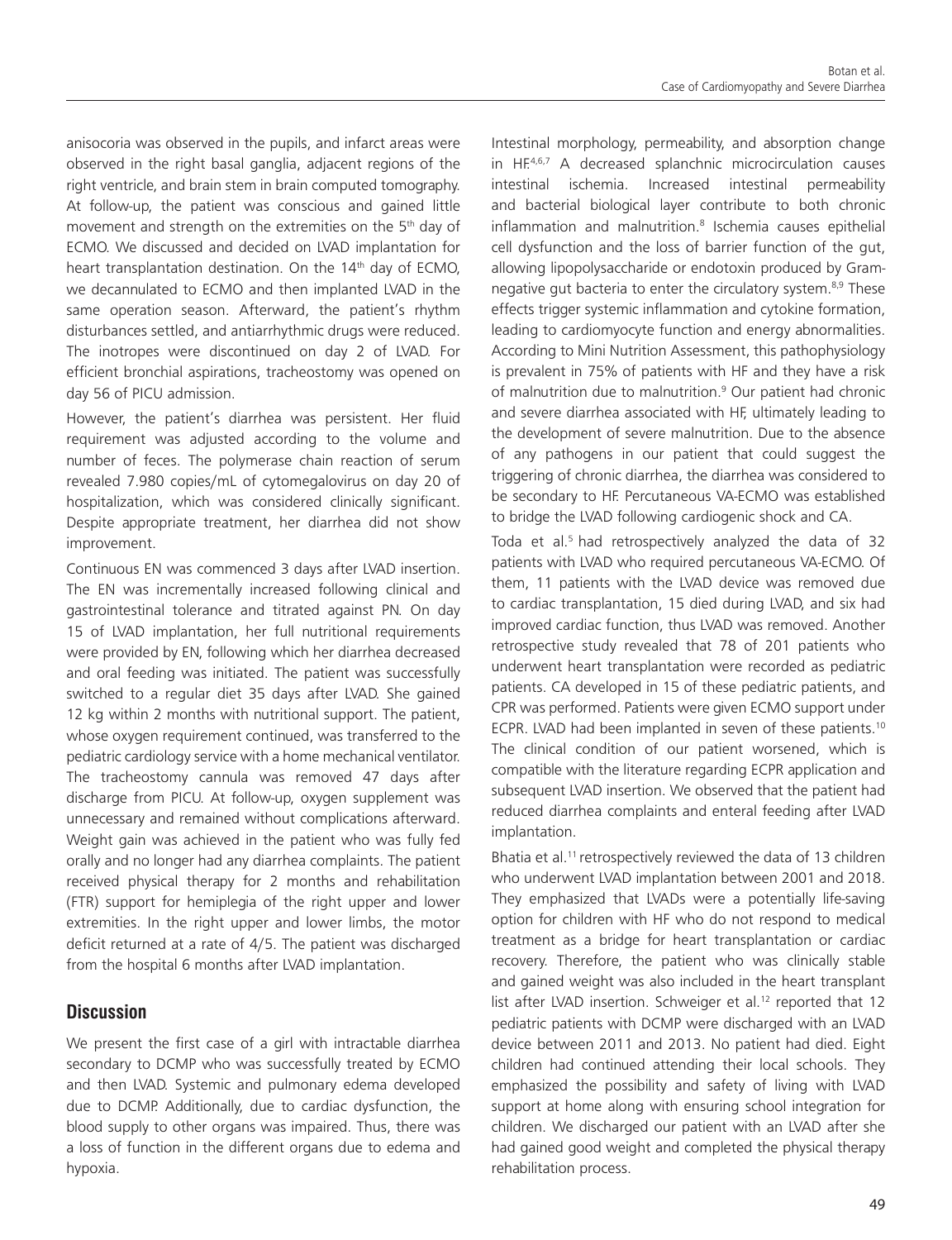anisocoria was observed in the pupils, and infarct areas were observed in the right basal ganglia, adjacent regions of the right ventricle, and brain stem in brain computed tomography. At follow-up, the patient was conscious and gained little movement and strength on the extremities on the 5th day of ECMO. We discussed and decided on LVAD implantation for heart transplantation destination. On the 14th day of ECMO, we decannulated to ECMO and then implanted LVAD in the same operation season. Afterward, the patient's rhythm disturbances settled, and antiarrhythmic drugs were reduced. The inotropes were discontinued on day 2 of LVAD. For efficient bronchial aspirations, tracheostomy was opened on day 56 of PICU admission.

However, the patient's diarrhea was persistent. Her fluid requirement was adjusted according to the volume and number of feces. The polymerase chain reaction of serum revealed 7.980 copies/mL of cytomegalovirus on day 20 of hospitalization, which was considered clinically significant. Despite appropriate treatment, her diarrhea did not show improvement.

Continuous EN was commenced 3 days after LVAD insertion. The EN was incrementally increased following clinical and gastrointestinal tolerance and titrated against PN. On day 15 of LVAD implantation, her full nutritional requirements were provided by EN, following which her diarrhea decreased and oral feeding was initiated. The patient was successfully switched to a regular diet 35 days after LVAD. She gained 12 kg within 2 months with nutritional support. The patient, whose oxygen requirement continued, was transferred to the pediatric cardiology service with a home mechanical ventilator. The tracheostomy cannula was removed 47 days after discharge from PICU. At follow-up, oxygen supplement was unnecessary and remained without complications afterward. Weight gain was achieved in the patient who was fully fed orally and no longer had any diarrhea complaints. The patient received physical therapy for 2 months and rehabilitation (FTR) support for hemiplegia of the right upper and lower extremities. In the right upper and lower limbs, the motor deficit returned at a rate of 4/5. The patient was discharged from the hospital 6 months after LVAD implantation.

## Discussion

We present the first case of a girl with intractable diarrhea secondary to DCMP who was successfully treated by ECMO and then LVAD. Systemic and pulmonary edema developed due to DCMP. Additionally, due to cardiac dysfunction, the blood supply to other organs was impaired. Thus, there was a loss of function in the different organs due to edema and hypoxia.

Intestinal morphology, permeability, and absorption change in HF.[4,6,7] A decreased splanchnic microcirculation causes intestinal ischemia. Increased intestinal permeability and bacterial biological layer contribute to both chronic inflammation and malnutrition.[8] Ischemia causes epithelial cell dysfunction and the loss of barrier function of the gut, allowing lipopolysaccharide or endotoxin produced by Gram-negative gut bacteria to enter the circulatory system.[8,9] These effects trigger systemic inflammation and cytokine formation, leading to cardiomyocyte function and energy abnormalities. According to Mini Nutrition Assessment, this pathophysiology is prevalent in 75% of patients with HF and they have a risk of malnutrition due to malnutrition.[9] Our patient had chronic and severe diarrhea associated with HF, ultimately leading to the development of severe malnutrition. Due to the absence of any pathogens in our patient that could suggest the triggering of chronic diarrhea, the diarrhea was considered to be secondary to HF. Percutaneous VA-ECMO was established to bridge the LVAD following cardiogenic shock and CA.

Toda et al.[5] had retrospectively analyzed the data of 32 patients with LVAD who required percutaneous VA-ECMO. Of them, 11 patients with the LVAD device was removed due to cardiac transplantation, 15 died during LVAD, and six had improved cardiac function, thus LVAD was removed. Another retrospective study revealed that 78 of 201 patients who underwent heart transplantation were recorded as pediatric patients. CA developed in 15 of these pediatric patients, and CPR was performed. Patients were given ECMO support under ECPR. LVAD had been implanted in seven of these patients.[10] The clinical condition of our patient worsened, which is compatible with the literature regarding ECPR application and subsequent LVAD insertion. We observed that the patient had reduced diarrhea complaints and enteral feeding after LVAD implantation.

Bhatia et al.[11] retrospectively reviewed the data of 13 children who underwent LVAD implantation between 2001 and 2018. They emphasized that LVADs were a potentially life-saving option for children with HF who do not respond to medical treatment as a bridge for heart transplantation or cardiac recovery. Therefore, the patient who was clinically stable and gained weight was also included in the heart transplant list after LVAD insertion. Schweiger et al.[12] reported that 12 pediatric patients with DCMP were discharged with an LVAD device between 2011 and 2013. No patient had died. Eight children had continued attending their local schools. They emphasized the possibility and safety of living with LVAD support at home along with ensuring school integration for children. We discharged our patient with an LVAD after she had gained good weight and completed the physical therapy rehabilitation process.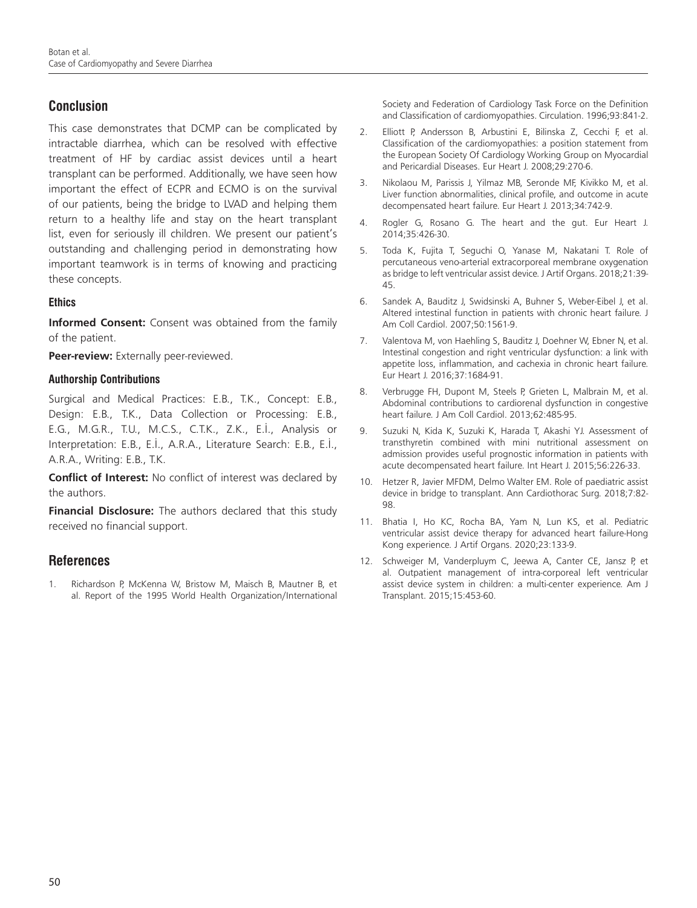## Conclusion

This case demonstrates that DCMP can be complicated by intractable diarrhea, which can be resolved with effective treatment of HF by cardiac assist devices until a heart transplant can be performed. Additionally, we have seen how important the effect of ECPR and ECMO is on the survival of our patients, being the bridge to LVAD and helping them return to a healthy life and stay on the heart transplant list, even for seriously ill children. We present our patient's outstanding and challenging period in demonstrating how important teamwork is in terms of knowing and practicing these concepts.

### Ethics

**Informed Consent:** Consent was obtained from the family of the patient.

**Peer-review:** Externally peer-reviewed.

### Authorship Contributions

Surgical and Medical Practices: E.B., T.K., Concept: E.B., Design: E.B., T.K., Data Collection or Processing: E.B., E.G., M.G.R., T.U., M.C.S., C.T.K., Z.K., E.İ., Analysis or Interpretation: E.B., E.İ., A.R.A., Literature Search: E.B., E.İ., A.R.A., Writing: E.B., T.K.

**Conflict of Interest:** No conflict of interest was declared by the authors.

**Financial Disclosure:** The authors declared that this study received no financial support.

## References

1. Richardson P, McKenna W, Bristow M, Maisch B, Mautner B, et al. Report of the 1995 World Health Organization/International Society and Federation of Cardiology Task Force on the Definition and Classification of cardiomyopathies. Circulation. 1996;93:841-2.
2. Elliott P, Andersson B, Arbustini E, Bilinska Z, Cecchi F, et al. Classification of the cardiomyopathies: a position statement from the European Society Of Cardiology Working Group on Myocardial and Pericardial Diseases. Eur Heart J. 2008;29:270-6.
3. Nikolaou M, Parissis J, Yilmaz MB, Seronde MF, Kivikko M, et al. Liver function abnormalities, clinical profile, and outcome in acute decompensated heart failure. Eur Heart J. 2013;34:742-9.
4. Rogler G, Rosano G. The heart and the gut. Eur Heart J. 2014;35:426-30.
5. Toda K, Fujita T, Seguchi O, Yanase M, Nakatani T. Role of percutaneous veno-arterial extracorporeal membrane oxygenation as bridge to left ventricular assist device. J Artif Organs. 2018;21:39-45.
6. Sandek A, Bauditz J, Swidsinski A, Buhner S, Weber-Eibel J, et al. Altered intestinal function in patients with chronic heart failure. J Am Coll Cardiol. 2007;50:1561-9.
7. Valentova M, von Haehling S, Bauditz J, Doehner W, Ebner N, et al. Intestinal congestion and right ventricular dysfunction: a link with appetite loss, inflammation, and cachexia in chronic heart failure. Eur Heart J. 2016;37:1684-91.
8. Verbrugge FH, Dupont M, Steels P, Grieten L, Malbrain M, et al. Abdominal contributions to cardiorenal dysfunction in congestive heart failure. J Am Coll Cardiol. 2013;62:485-95.
9. Suzuki N, Kida K, Suzuki K, Harada T, Akashi YJ. Assessment of transthyretin combined with mini nutritional assessment on admission provides useful prognostic information in patients with acute decompensated heart failure. Int Heart J. 2015;56:226-33.
10. Hetzer R, Javier MFDM, Delmo Walter EM. Role of paediatric assist device in bridge to transplant. Ann Cardiothorac Surg. 2018;7:82-98.
11. Bhatia I, Ho KC, Rocha BA, Yam N, Lun KS, et al. Pediatric ventricular assist device therapy for advanced heart failure-Hong Kong experience. J Artif Organs. 2020;23:133-9.
12. Schweiger M, Vanderpluym C, Jeewa A, Canter CE, Jansz P, et al. Outpatient management of intra-corporeal left ventricular assist device system in children: a multi-center experience. Am J Transplant. 2015;15:453-60.